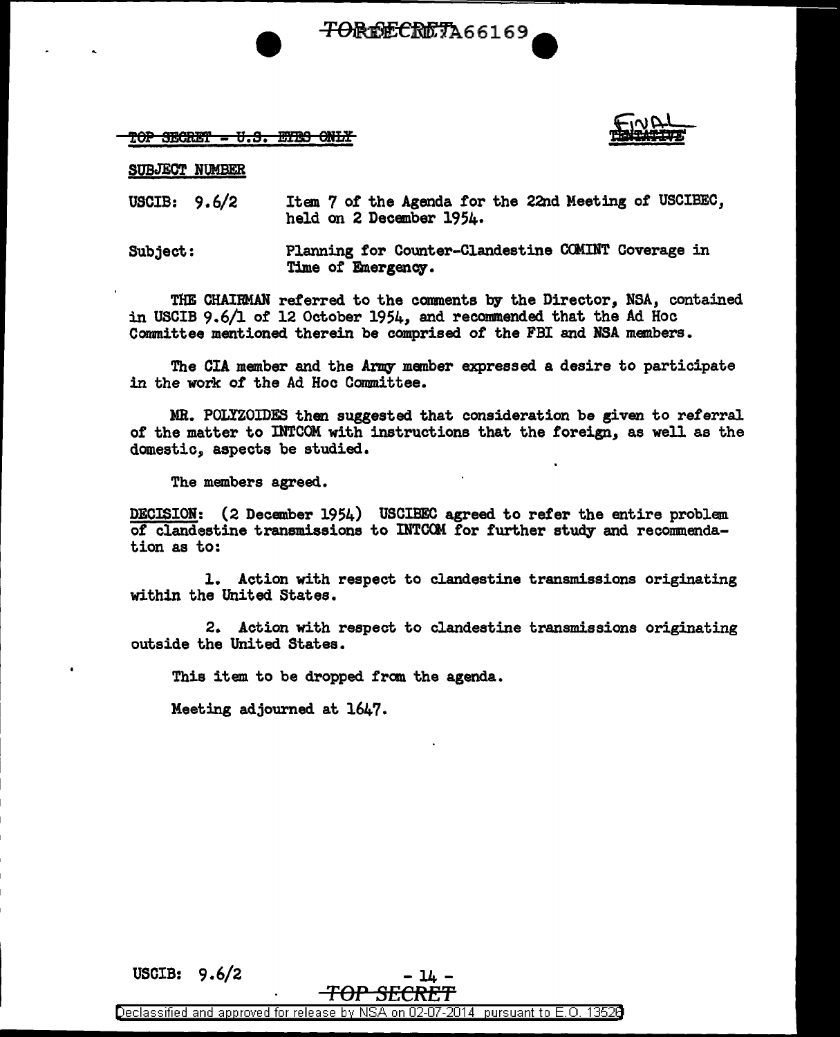TOP SECRET - U.S. EYES ONLY

FINAL

SUBJECT NUMBER

USCIB: 9.6/2 — Item 7 of the Agenda for the 22nd Meeting of USCIBEC, held on 2 December 1954.

Subject: Planning for Counter-Clandestine COMINT Coverage in Time of Emergency.

THE CHAIRMAN referred to the comments by the Director, NSA, contained in USCIB 9.6/1 of 12 October 1954, and recommended that the Ad Hoc Committee mentioned therein be comprised of the FBI and NSA members.

The CIA member and the Army member expressed a desire to participate in the work of the Ad Hoc Committee.

MR. POLYZOIDES then suggested that consideration be given to referral of the matter to INTCOM with instructions that the foreign, as well as the domestic, aspects be studied.

The members agreed.

DECISION: (2 December 1954) USCIBEC agreed to refer the entire problem of clandestine transmissions to INTCOM for further study and recommendation as to:

1. Action with respect to clandestine transmissions originating within the United States.

2. Action with respect to clandestine transmissions originating outside the United States.

This item to be dropped from the agenda.

Meeting adjourned at 1647.

USCIB: 9.6/2

TOP SECRET

Declassified and approved for release by NSA on 02-07-2014 pursuant to E.O. 13526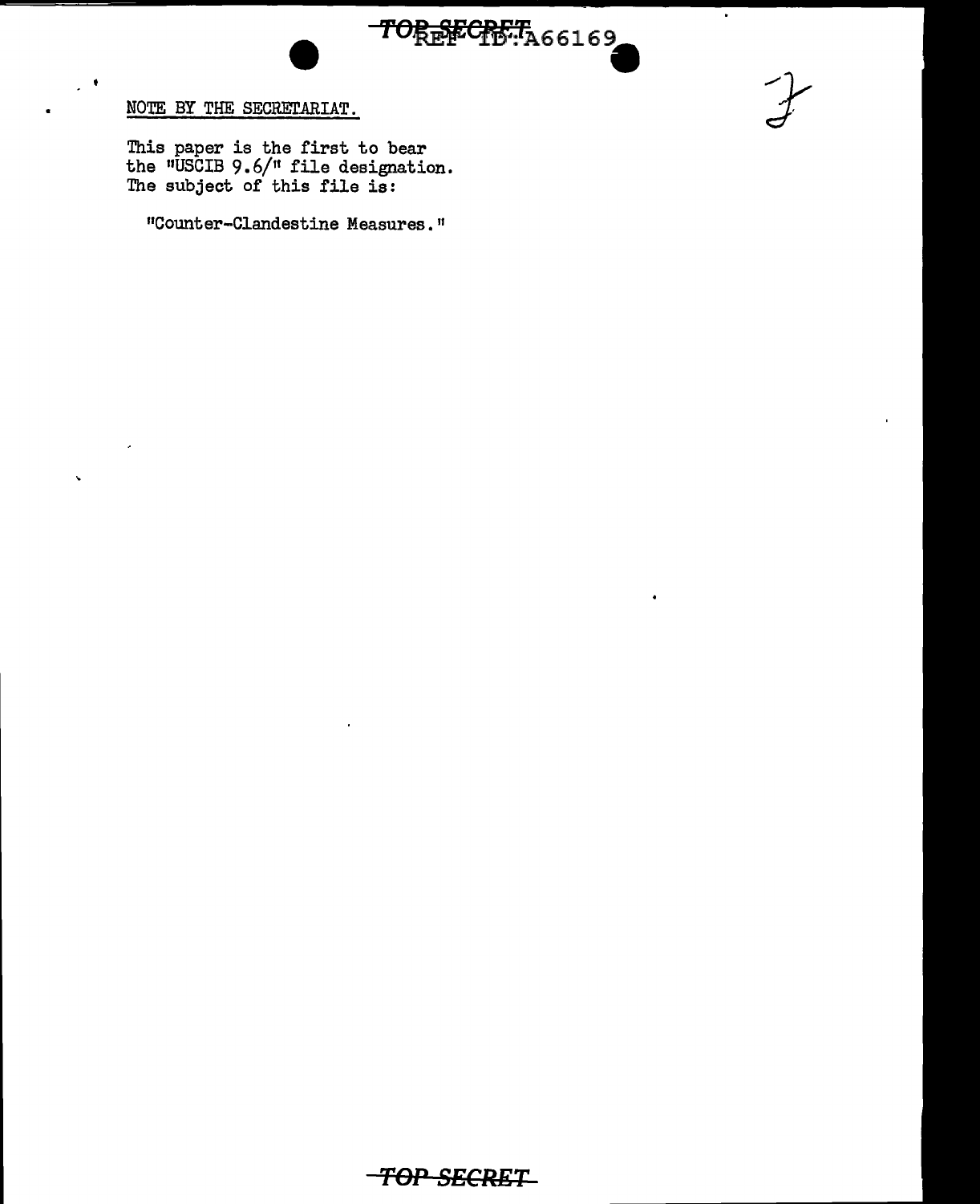NOTE BY THE SECRETARIAT.

This paper is the first to bear the "USCIB 9.6/" file designation. The subject of this file is:

"Counter-Clandestine Measures."